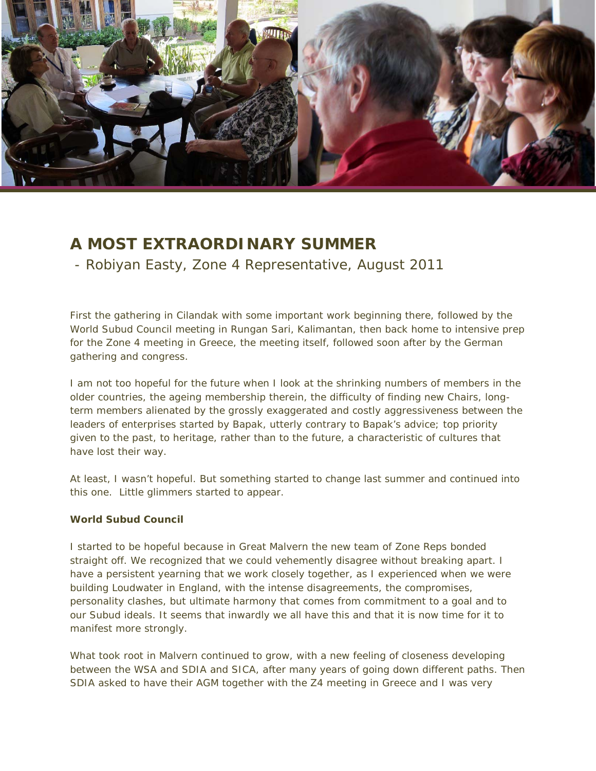# A MOST EXTRAORDINARY SUMMER

- Robiyan Easty, Zone 4 Representative, August 2011

First the gathering in Cilandak with some important work beginning there, followed by the World Subud Council meeting in Rungan Sari, Kalimantan, then back home to intensive prep for the Zone 4 meeting in Greece, the meeting itself, followed soon after by the German gathering and congress.

I am not too hopeful for the future when I look at the shrinking numbers of members in the older countries, the ageing membership therein, the difficulty of finding new Chairs, long-term members alienated by the grossly exaggerated and costly aggressiveness between the leaders of enterprises started by Bapak, utterly contrary to Bapak's advice; top priority given to the past, to heritage, rather than to the future, a characteristic of cultures that have lost their way.

At least, I wasn't hopeful. But something started to change last summer and continued into this one.  Little glimmers started to appear.

**World Subud Council**

I started to be hopeful because in Great Malvern the new team of Zone Reps bonded straight off. We recognized that we could vehemently disagree without breaking apart. I have a persistent yearning that we work closely together, as I experienced when we were building Loudwater in England, with the intense disagreements, the compromises, personality clashes, but ultimate harmony that comes from commitment to a goal and to our Subud ideals. It seems that inwardly we all have this and that it is now time for it to manifest more strongly.

What took root in Malvern continued to grow, with a new feeling of closeness developing between the WSA and SDIA and SICA, after many years of going down different paths. Then SDIA asked to have their AGM together with the Z4 meeting in Greece and I was very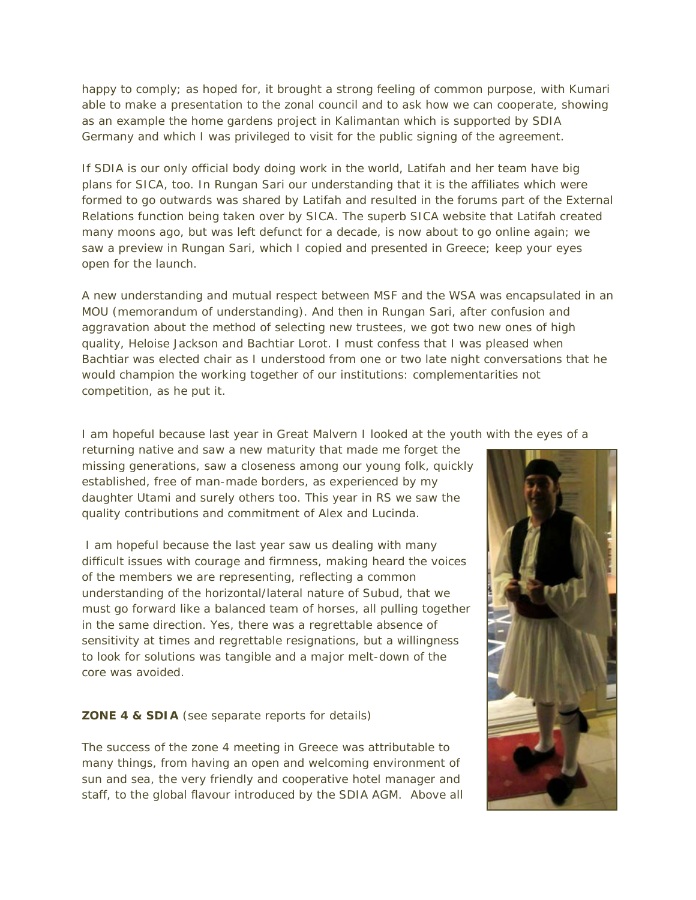happy to comply; as hoped for, it brought a strong feeling of common purpose, with Kumari able to make a presentation to the zonal council and to ask how we can cooperate, showing as an example the home gardens project in Kalimantan which is supported by SDIA Germany and which I was privileged to visit for the public signing of the agreement.

If SDIA is our only official body doing work in the world, Latifah and her team have big plans for SICA, too. In Rungan Sari our understanding that it is the affiliates which were formed to go outwards was shared by Latifah and resulted in the forums part of the External Relations function being taken over by SICA. The superb SICA website that Latifah created many moons ago, but was left defunct for a decade, is now about to go online again; we saw a preview in Rungan Sari, which I copied and presented in Greece; keep your eyes open for the launch.

A new understanding and mutual respect between MSF and the WSA was encapsulated in an MOU (memorandum of understanding). And then in Rungan Sari, after confusion and aggravation about the method of selecting new trustees, we got two new ones of high quality, Heloise Jackson and Bachtiar Lorot. I must confess that I was pleased when Bachtiar was elected chair as I understood from one or two late night conversations that he would champion the working together of our institutions: complementarities not competition, as he put it.

I am hopeful because last year in Great Malvern I looked at the youth with the eyes of a returning native and saw a new maturity that made me forget the missing generations, saw a closeness among our young folk, quickly established, free of man-made borders, as experienced by my daughter Utami and surely others too. This year in RS we saw the quality contributions and commitment of Alex and Lucinda.

I am hopeful because the last year saw us dealing with many difficult issues with courage and firmness, making heard the voices of the members we are representing, reflecting a common understanding of the horizontal/lateral nature of Subud, that we must go forward like a balanced team of horses, all pulling together in the same direction. Yes, there was a regrettable absence of sensitivity at times and regrettable resignations, but a willingness to look for solutions was tangible and a major melt-down of the core was avoided.

**ZONE 4 & SDIA** *(see separate reports for details)*

The success of the zone 4 meeting in Greece was attributable to many things, from having an open and welcoming environment of sun and sea, the very friendly and cooperative hotel manager and staff, to the global flavour introduced by the SDIA AGM. Above all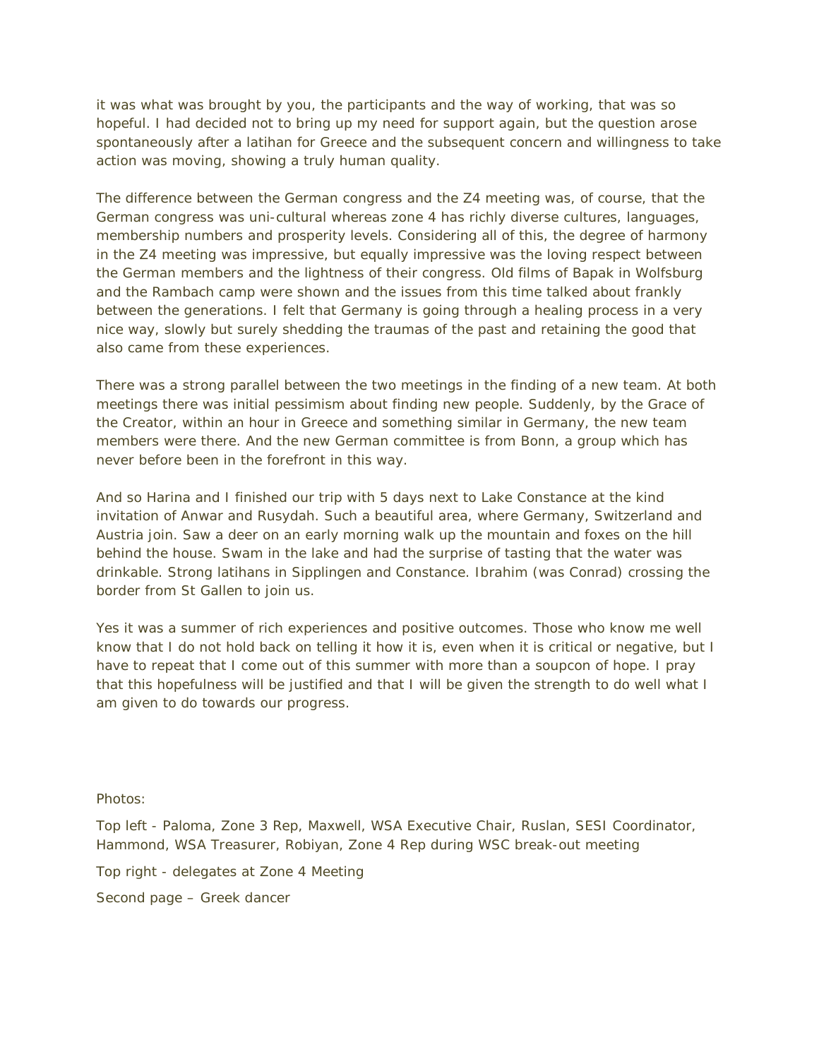it was what was brought by you, the participants and the way of working, that was so hopeful. I had decided not to bring up my need for support again, but the question arose spontaneously after a latihan for Greece and the subsequent concern and willingness to take action was moving, showing a truly human quality.

The difference between the German congress and the Z4 meeting was, of course, that the German congress was uni-cultural whereas zone 4 has richly diverse cultures, languages, membership numbers and prosperity levels. Considering all of this, the degree of harmony in the Z4 meeting was impressive, but equally impressive was the loving respect between the German members and the lightness of their congress. Old films of Bapak in Wolfsburg and the Rambach camp were shown and the issues from this time talked about frankly between the generations. I felt that Germany is going through a healing process in a very nice way, slowly but surely shedding the traumas of the past and retaining the good that also came from these experiences.

There was a strong parallel between the two meetings in the finding of a new team. At both meetings there was initial pessimism about finding new people. Suddenly, by the Grace of the Creator, within an hour in Greece and something similar in Germany, the new team members were there. And the new German committee is from Bonn, a group which has never before been in the forefront in this way.

And so Harina and I finished our trip with 5 days next to Lake Constance at the kind invitation of Anwar and Rusydah. Such a beautiful area, where Germany, Switzerland and Austria join. Saw a deer on an early morning walk up the mountain and foxes on the hill behind the house. Swam in the lake and had the surprise of tasting that the water was drinkable. Strong latihans in Sipplingen and Constance. Ibrahim (was Conrad) crossing the border from St Gallen to join us.

Yes it was a summer of rich experiences and positive outcomes. Those who know me well know that I do not hold back on telling it how it is, even when it is critical or negative, but I have to repeat that I come out of this summer with more than a soupcon of hope. I pray that this hopefulness will be justified and that I will be given the strength to do well what I am given to do towards our progress.

Photos:

Top left - Paloma, Zone 3 Rep, Maxwell, WSA Executive Chair, Ruslan, SESI Coordinator, Hammond, WSA Treasurer, Robiyan, Zone 4 Rep during WSC break-out meeting

Top right - delegates at Zone 4 Meeting

Second page – Greek dancer